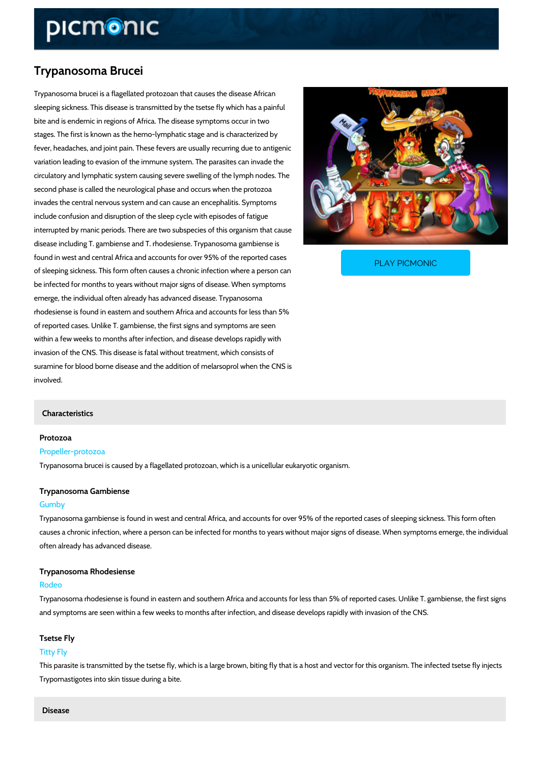# Trypanosoma Brucei

Trypanosoma brucei is a flagellated protozoan that causes the disease African sleeping sickness. This disease is transmitted by the tsetse fly which has a painful bite and is endemic in regions of Africa. The disease symptoms occur in two stages. The first is known as the hemo-lymphatic stage and is characterized by fever, headaches, and joint pain. These fevers are usually recurring due to antigenic variation leading to evasion of the immune system. The parasites can invade the circulatory and lymphatic system causing severe swelling of the lymph nodes. The second phase is called the neurological phase and occurs when the protozoa invades the central nervous system and can cause an encephalitis. Symptoms include confusion and disruption of the sleep cycle with episodes of fatigue interrupted by manic periods. There are two subspecies of this organism that cause disease including T. gambiense and T. rhodesiense. Trypanosoma gambiense is found in west and central Africa and accounts for over 95% of the reported cases of sleeping sickness. This form often causes a chronic infection where a person can be infected for months to years without major signs of disease. When symptoms emerge, the individual often already has advanced disease. Trypanosoma rhodesiense is found in eastern and southern Africa and accounts for less than 5% of reported cases. Unlike T. gambiense, the first signs and symptoms are seen within a few weeks to months after infection, and disease develops rapidly with invasion of the CNS. This disease is fatal without treatment, which consists of suramine for blood borne disease and the addition of melarsoprol when the CNS is involved.

PLAY PICMONIC

## Characteristics

### Protozoa

Propeller-protozoa

Trypanosoma brucei is caused by a flagellated protozoan, which is a unicellular eukaryotic organism.

### Trypanosoma Gambiense

Gumby

Trypanosoma gambiense is found in west and central Africa, and accounts for over 95% of the reported cases of sleeping sickness. This form often causes a chronic infection, where a person can be infected for months to years without major signs of disease. When symptoms emerge, the individual often already has advanced disease.

### Trypanosoma Rhodesiense

Rodeo

Trypanosoma rhodesiense is found in eastern and southern Africa and accounts for less than 5% of reported cases. Unlike T. gambiense, the first signs and symptoms are seen within a few weeks to months after infection, and disease develops rapidly with invasion of the CNS.

### Tsetse Fly

Titty Fly

This parasite is transmitted by the tsetse fly, which is a large brown, biting fly that is a host and vector for this organism. The infected tsetse fly injects Trypomastigotes into skin tissue during a bite.

## Disease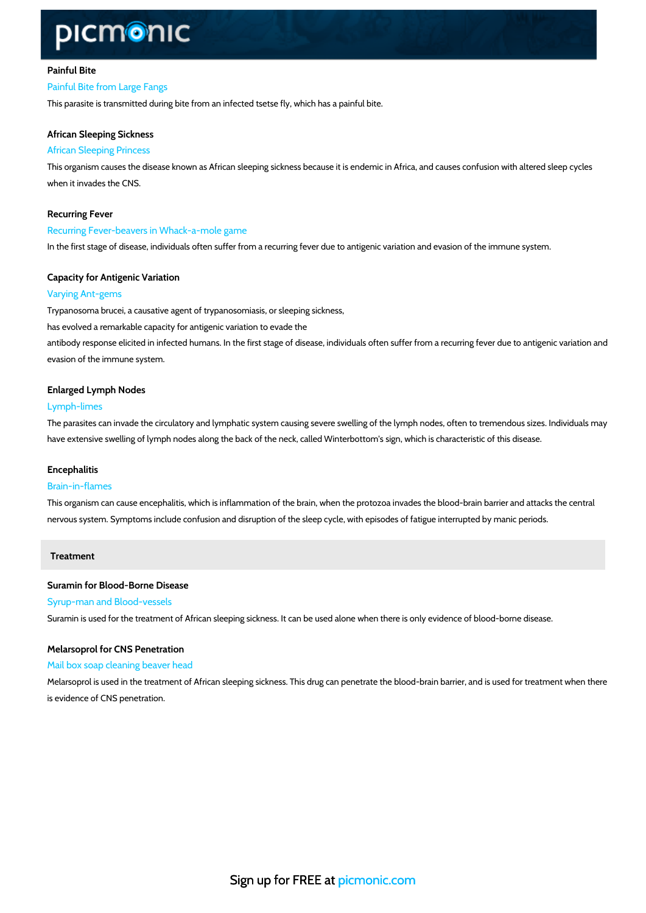### Painful Bite

Painful Bite from Large Fangs

This parasite is transmitted during bite from an infected tsetse fly, which has a painful bite.

### African Sleeping Sickness

African Sleeping Princess

This organism causes the disease known as African sleeping sickness because it is endemic in Africa, and causes confusion with altered sleep cycles when it invades the CNS.

### Recurring Fever

Recurring Fever-beavers in Whack-a-mole game

In the first stage of disease, individuals often suffer from a recurring fever due to antigenic variation and evasion of the immune system.

### Capacity for Antigenic Variation

Varying Ant-gems

Trypanosoma brucei, a causative agent of trypanosomiasis, or sleeping sickness,
has evolved a remarkable capacity for antigenic variation to evade the
antibody response elicited in infected humans. In the first stage of disease, individuals often suffer from a recurring fever due to antigenic variation and evasion of the immune system.

### Enlarged Lymph Nodes

Lymph-limes

The parasites can invade the circulatory and lymphatic system causing severe swelling of the lymph nodes, often to tremendous sizes. Individuals may have extensive swelling of lymph nodes along the back of the neck, called Winterbottom's sign, which is characteristic of this disease.

### Encephalitis

Brain-in-flames

This organism can cause encephalitis, which is inflammation of the brain, when the protozoa invades the blood-brain barrier and attacks the central nervous system. Symptoms include confusion and disruption of the sleep cycle, with episodes of fatigue interrupted by manic periods.

## Treatment

### Suramin for Blood-Borne Disease

Syrup-man and Blood-vessels

Suramin is used for the treatment of African sleeping sickness. It can be used alone when there is only evidence of blood-borne disease.

### Melarsoprol for CNS Penetration

Mail box soap cleaning beaver head

Melarsoprol is used in the treatment of African sleeping sickness. This drug can penetrate the blood-brain barrier, and is used for treatment when there is evidence of CNS penetration.